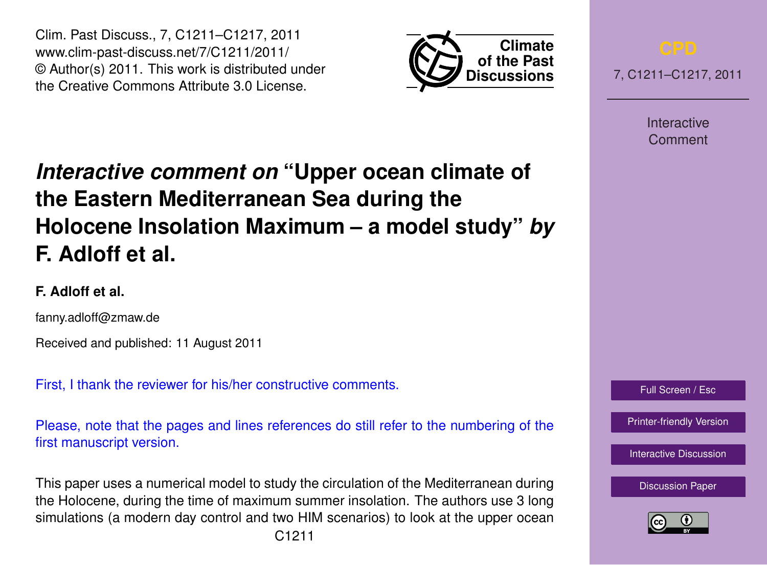# *Interactive comment on* "Upper ocean climate of the Eastern Mediterranean Sea during the Holocene Insolation Maximum – a model study" *by* F. Adloff et al.

**F. Adloff et al.**

fanny.adloff@zmaw.de

Received and published: 11 August 2011

First, I thank the reviewer for his/her constructive comments.

Please, note that the pages and lines references do still refer to the numbering of the first manuscript version.

This paper uses a numerical model to study the circulation of the Mediterranean during the Holocene, during the time of maximum summer insolation. The authors use 3 long simulations (a modern day control and two HIM scenarios) to look at the upper ocean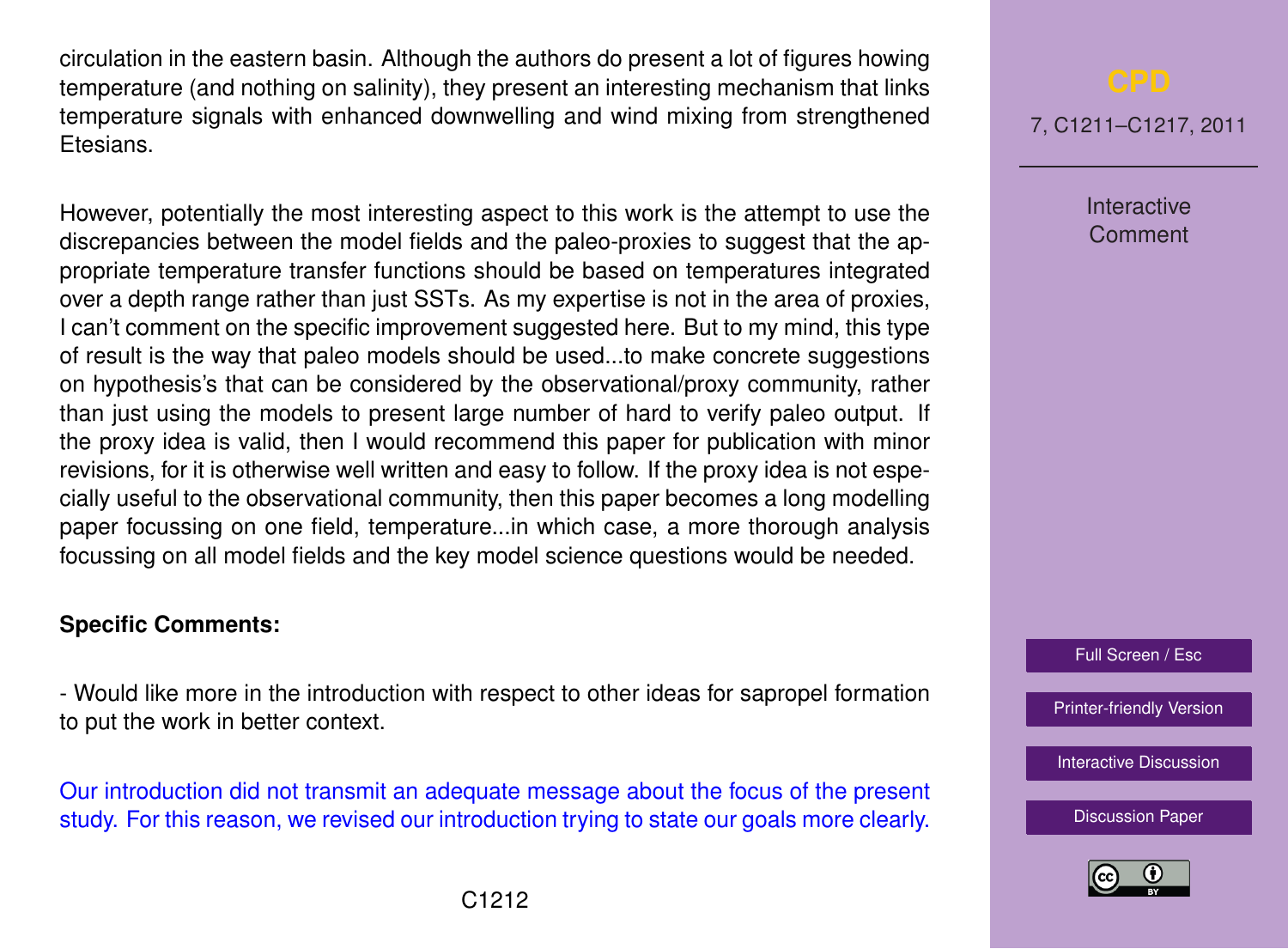circulation in the eastern basin. Although the authors do present a lot of figures howing temperature (and nothing on salinity), they present an interesting mechanism that links temperature signals with enhanced downwelling and wind mixing from strengthened Etesians.

However, potentially the most interesting aspect to this work is the attempt to use the discrepancies between the model fields and the paleo-proxies to suggest that the appropriate temperature transfer functions should be based on temperatures integrated over a depth range rather than just SSTs. As my expertise is not in the area of proxies, I can't comment on the specific improvement suggested here. But to my mind, this type of result is the way that paleo models should be used...to make concrete suggestions on hypothesis's that can be considered by the observational/proxy community, rather than just using the models to present large number of hard to verify paleo output. If the proxy idea is valid, then I would recommend this paper for publication with minor revisions, for it is otherwise well written and easy to follow. If the proxy idea is not especially useful to the observational community, then this paper becomes a long modelling paper focussing on one field, temperature...in which case, a more thorough analysis focussing on all model fields and the key model science questions would be needed.

**Specific Comments:**

- Would like more in the introduction with respect to other ideas for sapropel formation to put the work in better context.

Our introduction did not transmit an adequate message about the focus of the present study. For this reason, we revised our introduction trying to state our goals more clearly.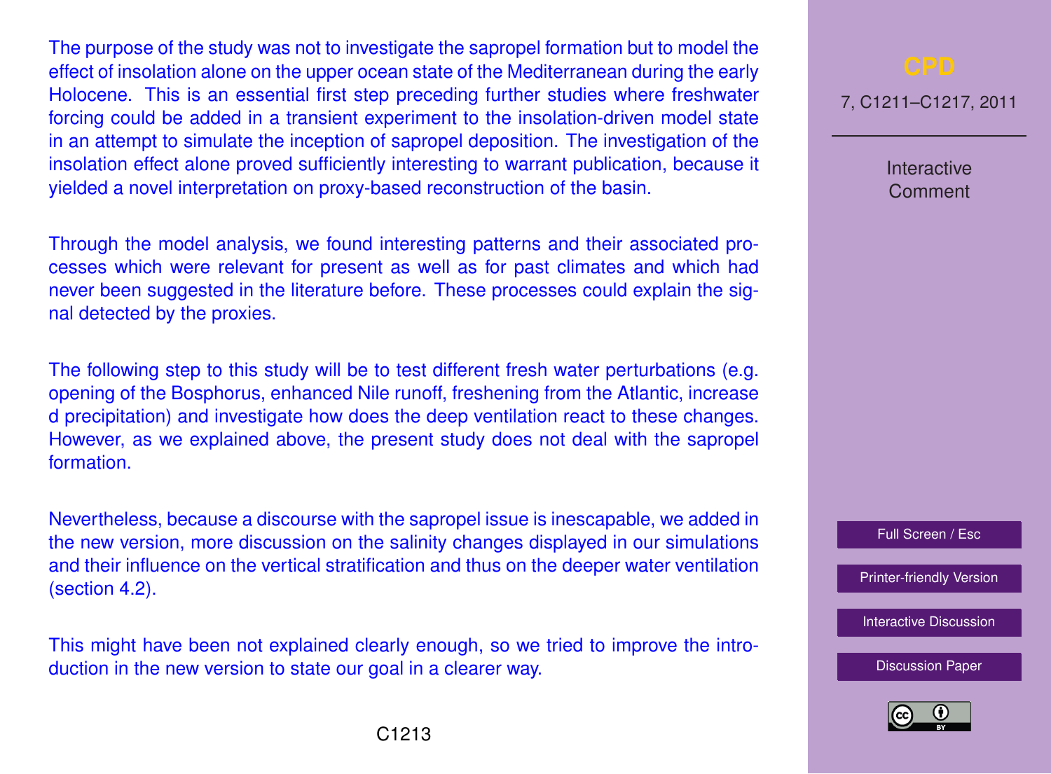The purpose of the study was not to investigate the sapropel formation but to model the effect of insolation alone on the upper ocean state of the Mediterranean during the early Holocene. This is an essential first step preceding further studies where freshwater forcing could be added in a transient experiment to the insolation-driven model state in an attempt to simulate the inception of sapropel deposition. The investigation of the insolation effect alone proved sufficiently interesting to warrant publication, because it yielded a novel interpretation on proxy-based reconstruction of the basin.

Through the model analysis, we found interesting patterns and their associated processes which were relevant for present as well as for past climates and which had never been suggested in the literature before. These processes could explain the signal detected by the proxies.

The following step to this study will be to test different fresh water perturbations (e.g. opening of the Bosphorus, enhanced Nile runoff, freshening from the Atlantic, increase d precipitation) and investigate how does the deep ventilation react to these changes. However, as we explained above, the present study does not deal with the sapropel formation.

Nevertheless, because a discourse with the sapropel issue is inescapable, we added in the new version, more discussion on the salinity changes displayed in our simulations and their influence on the vertical stratification and thus on the deeper water ventilation (section 4.2).

This might have been not explained clearly enough, so we tried to improve the introduction in the new version to state our goal in a clearer way.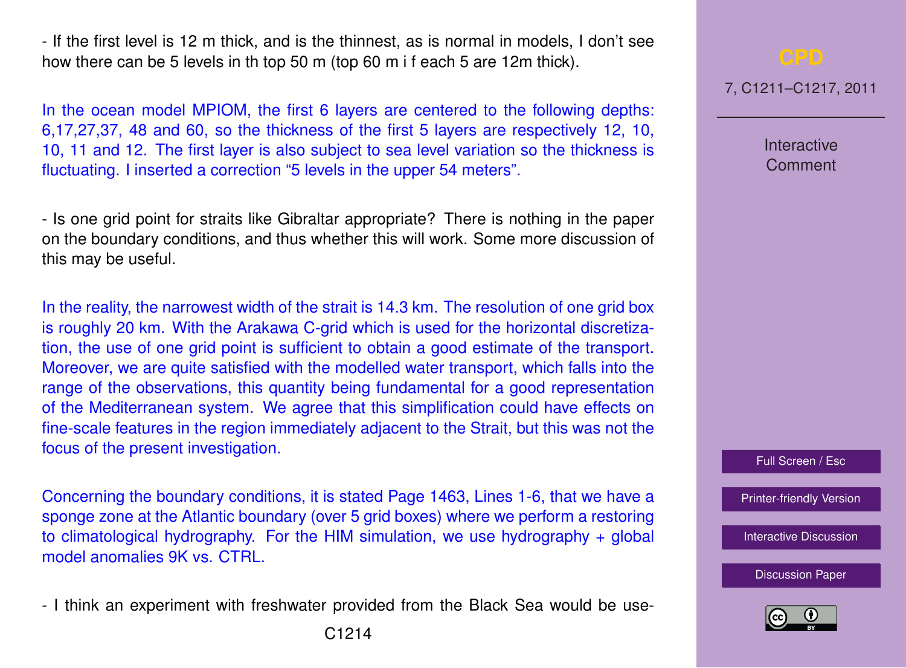- If the first level is 12 m thick, and is the thinnest, as is normal in models, I don't see how there can be 5 levels in th top 50 m (top 60 m i f each 5 are 12m thick).

In the ocean model MPIOM, the first 6 layers are centered to the following depths: 6,17,27,37, 48 and 60, so the thickness of the first 5 layers are respectively 12, 10, 10, 11 and 12. The first layer is also subject to sea level variation so the thickness is fluctuating. I inserted a correction "5 levels in the upper 54 meters".

- Is one grid point for straits like Gibraltar appropriate? There is nothing in the paper on the boundary conditions, and thus whether this will work. Some more discussion of this may be useful.

In the reality, the narrowest width of the strait is 14.3 km. The resolution of one grid box is roughly 20 km. With the Arakawa C-grid which is used for the horizontal discretization, the use of one grid point is sufficient to obtain a good estimate of the transport. Moreover, we are quite satisfied with the modelled water transport, which falls into the range of the observations, this quantity being fundamental for a good representation of the Mediterranean system. We agree that this simplification could have effects on fine-scale features in the region immediately adjacent to the Strait, but this was not the focus of the present investigation.

Concerning the boundary conditions, it is stated Page 1463, Lines 1-6, that we have a sponge zone at the Atlantic boundary (over 5 grid boxes) where we perform a restoring to climatological hydrography. For the HIM simulation, we use hydrography + global model anomalies 9K vs. CTRL.

- I think an experiment with freshwater provided from the Black Sea would be use-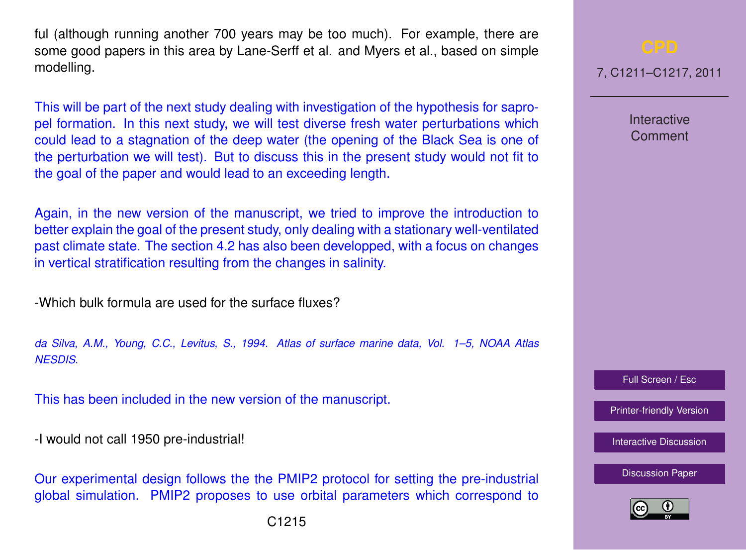ful (although running another 700 years may be too much). For example, there are some good papers in this area by Lane-Serff et al. and Myers et al., based on simple modelling.

This will be part of the next study dealing with investigation of the hypothesis for sapropel formation. In this next study, we will test diverse fresh water perturbations which could lead to a stagnation of the deep water (the opening of the Black Sea is one of the perturbation we will test). But to discuss this in the present study would not fit to the goal of the paper and would lead to an exceeding length.

Again, in the new version of the manuscript, we tried to improve the introduction to better explain the goal of the present study, only dealing with a stationary well-ventilated past climate state. The section 4.2 has also been developped, with a focus on changes in vertical stratification resulting from the changes in salinity.

-Which bulk formula are used for the surface fluxes?

*da Silva, A.M., Young, C.C., Levitus, S., 1994. Atlas of surface marine data, Vol. 1–5, NOAA Atlas NESDIS.*

This has been included in the new version of the manuscript.

-I would not call 1950 pre-industrial!

Our experimental design follows the the PMIP2 protocol for setting the pre-industrial global simulation. PMIP2 proposes to use orbital parameters which correspond to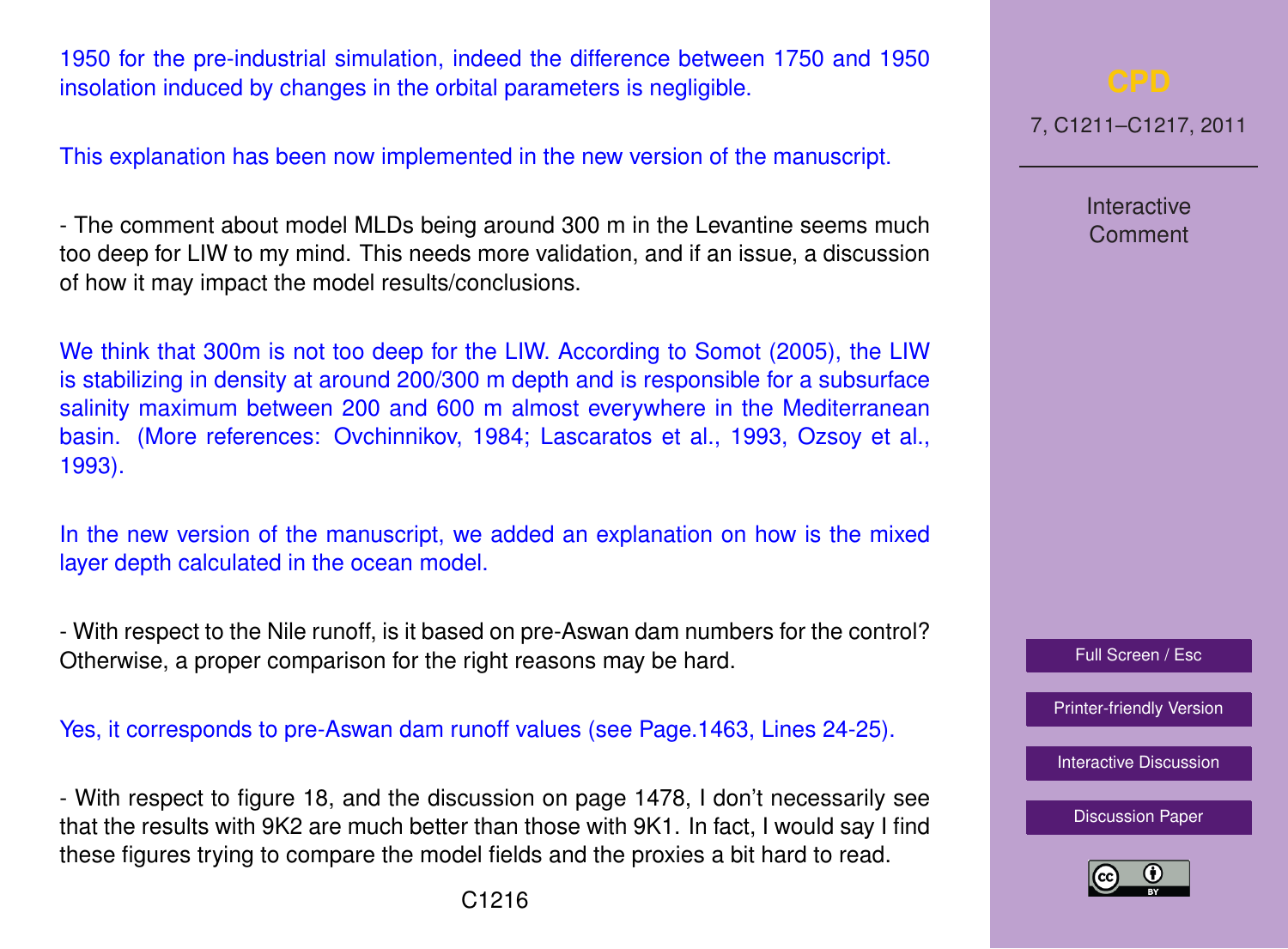1950 for the pre-industrial simulation, indeed the difference between 1750 and 1950 insolation induced by changes in the orbital parameters is negligible.

This explanation has been now implemented in the new version of the manuscript.

- The comment about model MLDs being around 300 m in the Levantine seems much too deep for LIW to my mind. This needs more validation, and if an issue, a discussion of how it may impact the model results/conclusions.

We think that 300m is not too deep for the LIW. According to Somot (2005), the LIW is stabilizing in density at around 200/300 m depth and is responsible for a subsurface salinity maximum between 200 and 600 m almost everywhere in the Mediterranean basin. (More references: Ovchinnikov, 1984; Lascaratos et al., 1993, Ozsoy et al., 1993).

In the new version of the manuscript, we added an explanation on how is the mixed layer depth calculated in the ocean model.

- With respect to the Nile runoff, is it based on pre-Aswan dam numbers for the control? Otherwise, a proper comparison for the right reasons may be hard.

Yes, it corresponds to pre-Aswan dam runoff values (see Page.1463, Lines 24-25).

- With respect to figure 18, and the discussion on page 1478, I don't necessarily see that the results with 9K2 are much better than those with 9K1. In fact, I would say I find these figures trying to compare the model fields and the proxies a bit hard to read.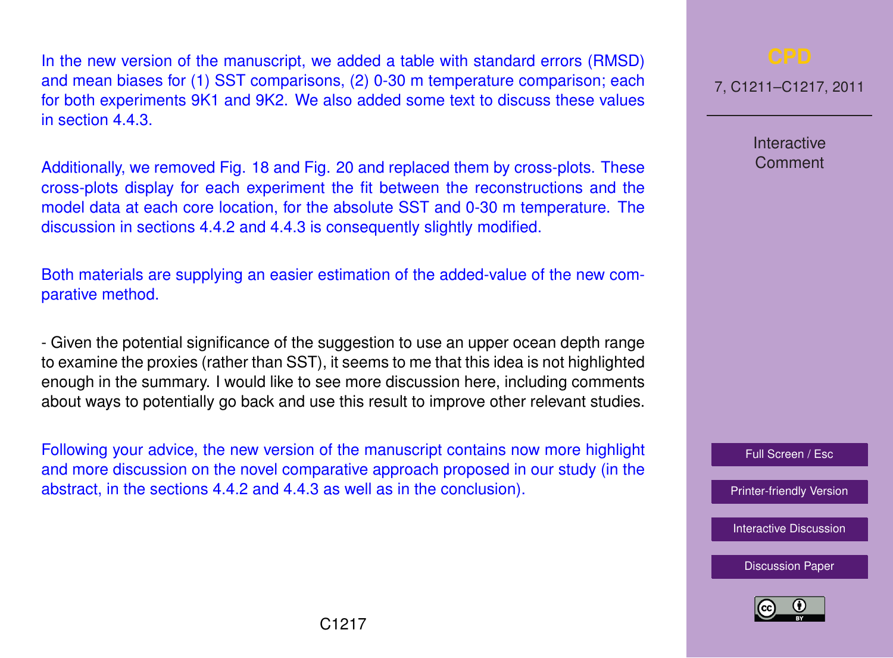In the new version of the manuscript, we added a table with standard errors (RMSD) and mean biases for (1) SST comparisons, (2) 0-30 m temperature comparison; each for both experiments 9K1 and 9K2. We also added some text to discuss these values in section 4.4.3.

Additionally, we removed Fig. 18 and Fig. 20 and replaced them by cross-plots. These cross-plots display for each experiment the fit between the reconstructions and the model data at each core location, for the absolute SST and 0-30 m temperature. The discussion in sections 4.4.2 and 4.4.3 is consequently slightly modified.

Both materials are supplying an easier estimation of the added-value of the new comparative method.

- Given the potential significance of the suggestion to use an upper ocean depth range to examine the proxies (rather than SST), it seems to me that this idea is not highlighted enough in the summary. I would like to see more discussion here, including comments about ways to potentially go back and use this result to improve other relevant studies.

Following your advice, the new version of the manuscript contains now more highlight and more discussion on the novel comparative approach proposed in our study (in the abstract, in the sections 4.4.2 and 4.4.3 as well as in the conclusion).